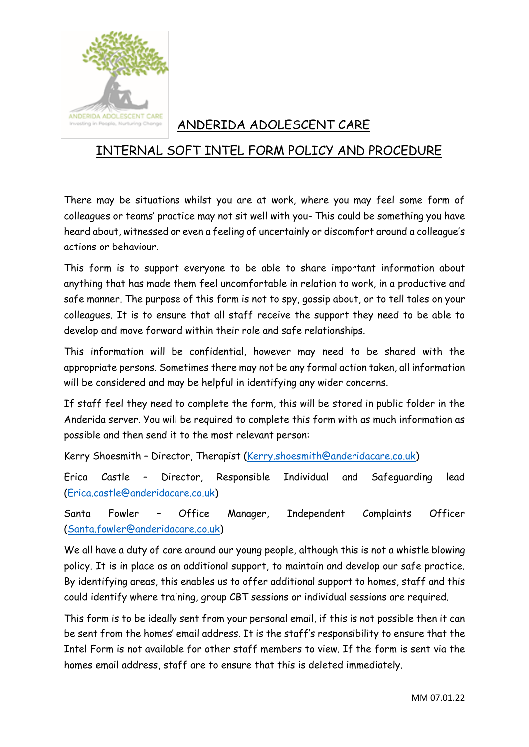# ANDERIDA ADOLESCENT CARE

## INTERNAL SOFT INTEL FORM POLICY AND PROCEDURE

There may be situations whilst you are at work, where you may feel some form of colleagues or teams' practice may not sit well with you- This could be something you have heard about, witnessed or even a feeling of uncertainly or discomfort around a colleague's actions or behaviour.

This form is to support everyone to be able to share important information about anything that has made them feel uncomfortable in relation to work, in a productive and safe manner. The purpose of this form is not to spy, gossip about, or to tell tales on your colleagues. It is to ensure that all staff receive the support they need to be able to develop and move forward within their role and safe relationships.

This information will be confidential, however may need to be shared with the appropriate persons. Sometimes there may not be any formal action taken, all information will be considered and may be helpful in identifying any wider concerns.

If staff feel they need to complete the form, this will be stored in public folder in the Anderida server. You will be required to complete this form with as much information as possible and then send it to the most relevant person:

Kerry Shoesmith – Director, Therapist (Kerry.shoesmith@anderidacare.co.uk)

Erica Castle – Director, Responsible Individual and Safeguarding lead (Erica.castle@anderidacare.co.uk)

Santa Fowler – Office Manager, Independent Complaints Officer (Santa.fowler@anderidacare.co.uk)

We all have a duty of care around our young people, although this is not a whistle blowing policy. It is in place as an additional support, to maintain and develop our safe practice. By identifying areas, this enables us to offer additional support to homes, staff and this could identify where training, group CBT sessions or individual sessions are required.

This form is to be ideally sent from your personal email, if this is not possible then it can be sent from the homes' email address. It is the staff's responsibility to ensure that the Intel Form is not available for other staff members to view. If the form is sent via the homes email address, staff are to ensure that this is deleted immediately.

MM 07.01.22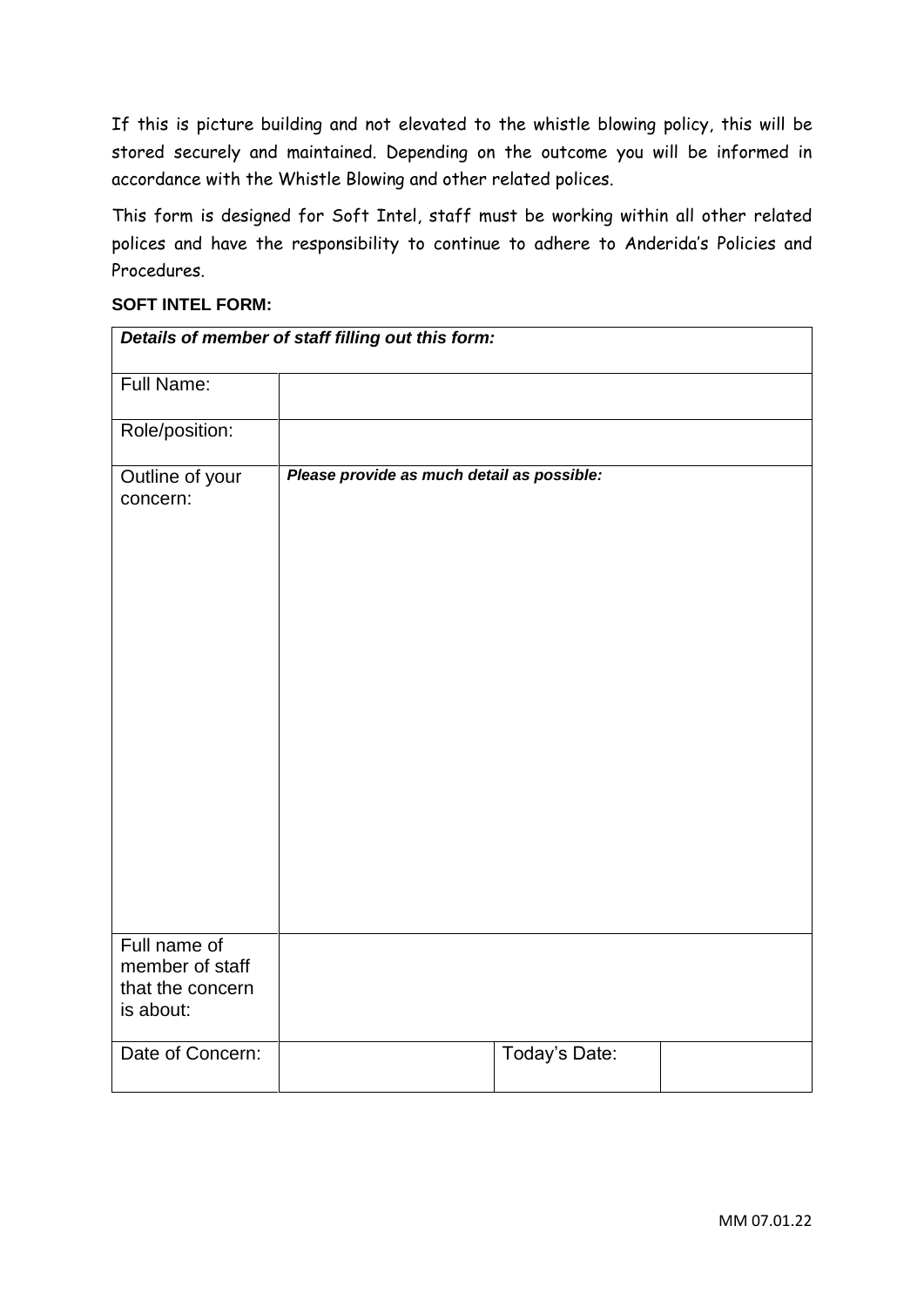If this is picture building and not elevated to the whistle blowing policy, this will be stored securely and maintained. Depending on the outcome you will be informed in accordance with the Whistle Blowing and other related polices.

This form is designed for Soft Intel, staff must be working within all other related polices and have the responsibility to continue to adhere to Anderida's Policies and Procedures.

**SOFT INTEL FORM:**

| ***Details of member of staff filling out this form:*** | | | |
|---|---|---|---|
| Full Name: | | | |
| Role/position: | | | |
| Outline of your concern: | ***Please provide as much detail as possible:*** | | |
| Full name of member of staff that the concern is about: | | | |
| Date of Concern: | | Today's Date: | |

MM 07.01.22